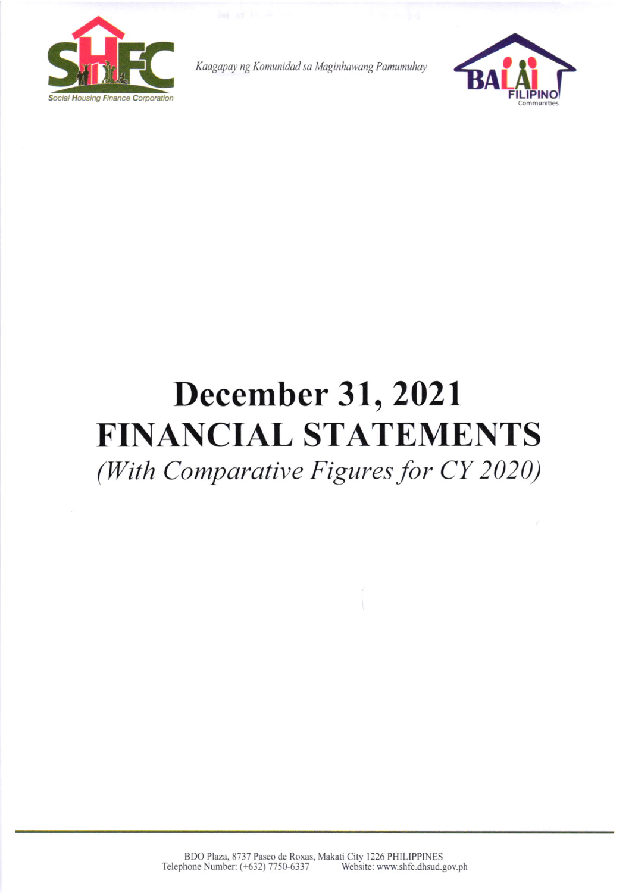Social Housing Finance Corporation

*Kaagapay ng Komunidad sa Maginhawang Pamumuhay*

BALAI FILIPINO Communities

# December 31, 2021
# FINANCIAL STATEMENTS
## *(With Comparative Figures for CY 2020)*

BDO Plaza, 8737 Paseo de Roxas, Makati City 1226 PHILIPPINES
Telephone Number: (+632) 7750-6337 Website: www.shfc.dhsud.gov.ph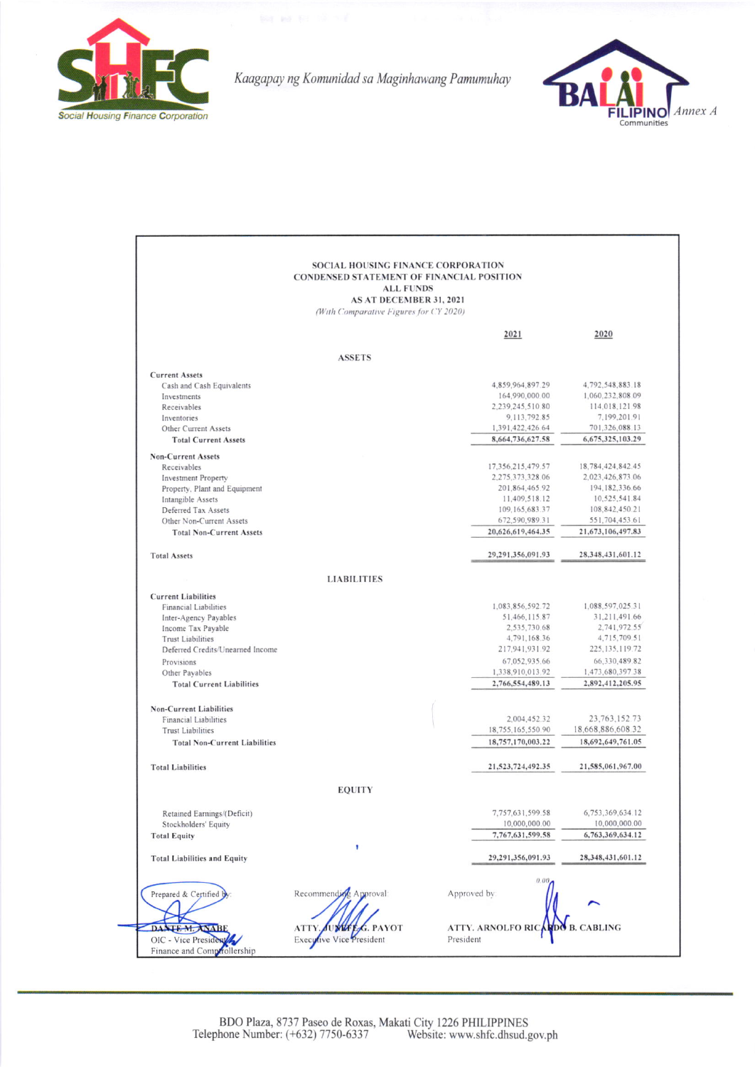Kaagapay ng Komunidad sa Maginhawang Pamumuhay

Annex A

**SOCIAL HOUSING FINANCE CORPORATION**
**CONDENSED STATEMENT OF FINANCIAL POSITION**
**ALL FUNDS**
**AS AT DECEMBER 31, 2021**
*(With Comparative Figures for CY 2020)*

| | 2021 | 2020 |
|---|---|---|
| **ASSETS** | | |
| **Current Assets** | | |
| Cash and Cash Equivalents | 4,859,964,897.29 | 4,792,548,883.18 |
| Investments | 164,990,000.00 | 1,060,232,808.09 |
| Receivables | 2,239,245,510.80 | 114,018,121.98 |
| Inventories | 9,113,792.85 | 7,199,201.91 |
| Other Current Assets | 1,391,422,426.64 | 701,326,088.13 |
| **Total Current Assets** | **8,664,736,627.58** | **6,675,325,103.29** |
| **Non-Current Assets** | | |
| Receivables | 17,356,215,479.57 | 18,784,424,842.45 |
| Investment Property | 2,275,373,328.06 | 2,023,426,873.06 |
| Property, Plant and Equipment | 201,864,465.92 | 194,182,336.66 |
| Intangible Assets | 11,409,518.12 | 10,525,541.84 |
| Deferred Tax Assets | 109,165,683.37 | 108,842,450.21 |
| Other Non-Current Assets | 672,590,989.31 | 551,704,453.61 |
| **Total Non-Current Assets** | **20,626,619,464.35** | **21,673,106,497.83** |
| **Total Assets** | **29,291,356,091.93** | **28,348,431,601.12** |
| **LIABILITIES** | | |
| **Current Liabilities** | | |
| Financial Liabilities | 1,083,856,592.72 | 1,088,597,025.31 |
| Inter-Agency Payables | 51,466,115.87 | 31,211,491.66 |
| Income Tax Payable | 2,535,730.68 | 2,741,972.55 |
| Trust Liabilities | 4,791,168.36 | 4,715,709.51 |
| Deferred Credits/Unearned Income | 217,941,931.92 | 225,135,119.72 |
| Provisions | 67,052,935.66 | 66,330,489.82 |
| Other Payables | 1,338,910,013.92 | 1,473,680,397.38 |
| **Total Current Liabilities** | **2,766,554,489.13** | **2,892,412,205.95** |
| **Non-Current Liabilities** | | |
| Financial Liabilities | 2,004,452.32 | 23,763,152.73 |
| Trust Liabilities | 18,755,165,550.90 | 18,668,886,608.32 |
| **Total Non-Current Liabilities** | **18,757,170,003.22** | **18,692,649,761.05** |
| **Total Liabilities** | **21,523,724,492.35** | **21,585,061,967.00** |
| **EQUITY** | | |
| Retained Earnings/(Deficit) | 7,757,631,599.58 | 6,753,369,634.12 |
| Stockholders' Equity | 10,000,000.00 | 10,000,000.00 |
| **Total Equity** | **7,767,631,599.58** | **6,763,369,634.12** |
| **Total Liabilities and Equity** | **29,291,356,091.93** | **28,348,431,601.12** |

0.00

Prepared & Certified by:

DANTE M. ANABE
OIC - Vice President
Finance and Comptrollership

Recommending Approval:

ATTY. JUNEFE G. PAYOT
Executive Vice President

Approved by:

ATTY. ARNOLFO RICARDO B. CABLING
President

BDO Plaza, 8737 Paseo de Roxas, Makati City 1226 PHILIPPINES
Telephone Number: (+632) 7750-6337 Website: www.shfc.dhsud.gov.ph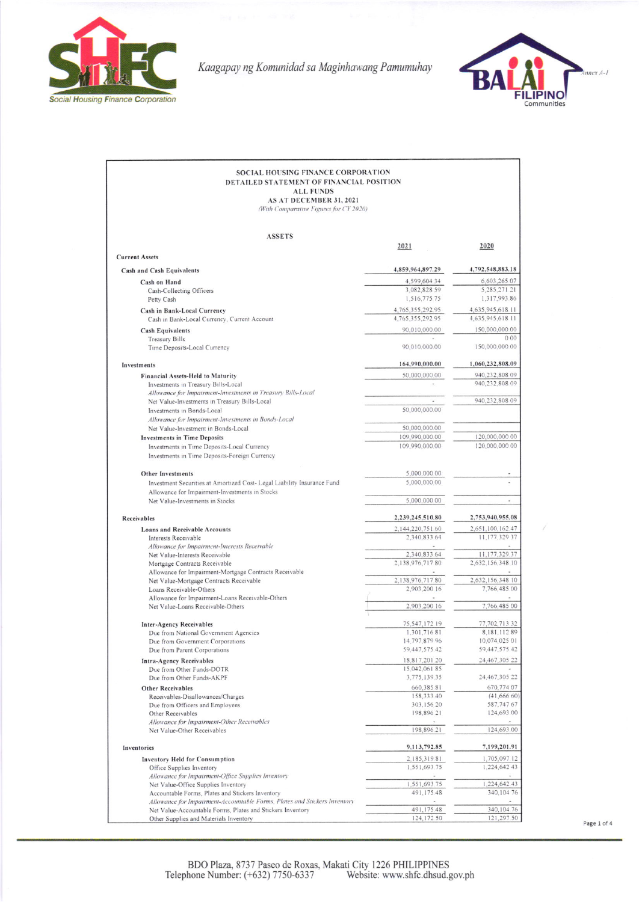Kaagapay ng Komunidad sa Maginhawang Pamumuhay

Annex A-1

**SOCIAL HOUSING FINANCE CORPORATION**
**DETAILED STATEMENT OF FINANCIAL POSITION**
**ALL FUNDS**
**AS AT DECEMBER 31, 2021**
*(With Comparative Figures for CY 2020)*

**ASSETS**

| | 2021 | 2020 |
|---|---|---|
| **Current Assets** | | |
| **Cash and Cash Equivalents** | **4,859,964,897.29** | **4,792,548,883.18** |
| **Cash on Hand** | 4,599,604.34 | 6,603,265.07 |
| Cash-Collecting Officers | 3,082,828.59 | 5,285,271.21 |
| Petty Cash | 1,516,775.75 | 1,317,993.86 |
| **Cash in Bank-Local Currency** | 4,765,355,292.95 | 4,635,945,618.11 |
| Cash in Bank-Local Currency, Current Account | 4,765,355,292.95 | 4,635,945,618.11 |
| **Cash Equivalents** | 90,010,000.00 | 150,000,000.00 |
| Treasury Bills | - | 0.00 |
| Time Deposits-Local Currency | 90,010,000.00 | 150,000,000.00 |
| **Investments** | **164,990,000.00** | **1,060,232,808.09** |
| **Financial Assets-Held to Maturity** | 50,000,000.00 | 940,232,808.09 |
| Investments in Treasury Bills-Local | - | 940,232,808.09 |
| *Allowance for Impairment-Investments in Treasury Bills-Local* | | |
| Net Value-Investments in Treasury Bills-Local | - | 940,232,808.09 |
| Investments in Bonds-Local | 50,000,000.00 | |
| *Allowance for Impairment-Investments in Bonds-Local* | | |
| Net Value-Investment in Bonds-Local | 50,000,000.00 | |
| **Investments in Time Deposits** | 109,990,000.00 | 120,000,000.00 |
| Investments in Time Deposits-Local Currency | 109,990,000.00 | 120,000,000.00 |
| Investments in Time Deposits-Foreign Currency | | |
| **Other Investments** | 5,000,000.00 | - |
| Investment Securities at Amortized Cost- Legal Liability Insurance Fund | 5,000,000.00 | - |
| Allowance for Impairment-Investments in Stocks | | |
| Net Value-Investments in Stocks | 5,000,000.00 | - |
| **Receivables** | **2,239,245,510.80** | **2,753,940,955.08** |
| **Loans and Receivable Accounts** | 2,144,220,751.60 | 2,651,100,162.47 |
| Interests Receivable | 2,340,833.64 | 11,177,329.37 |
| *Allowance for Impairment-Interests Receivable* | - | - |
| Net Value-Interests Receivable | 2,340,833.64 | 11,177,329.37 |
| Mortgage Contracts Receivable | 2,138,976,717.80 | 2,632,156,348.10 |
| Allowance for Impairment-Mortgage Contracts Receivable | - | - |
| Net Value-Mortgage Contracts Receivable | 2,138,976,717.80 | 2,632,156,348.10 |
| Loans Receivable-Others | 2,903,200.16 | 7,766,485.00 |
| Allowance for Impairment-Loans Receivable-Others | | |
| Net Value-Loans Receivable-Others | 2,903,200.16 | 7,766,485.00 |
| **Inter-Agency Receivables** | 75,547,172.19 | 77,702,713.32 |
| Due from National Government Agencies | 1,301,716.81 | 8,181,112.89 |
| Due from Government Corporations | 14,797,879.96 | 10,074,025.01 |
| Due from Parent Corporations | 59,447,575.42 | 59,447,575.42 |
| **Intra-Agency Receivables** | 18,817,201.20 | 24,467,305.22 |
| Due from Other Funds-DOTR | 15,042,061.85 | - |
| Due from Other Funds-AKPF | 3,775,139.35 | 24,467,305.22 |
| **Other Receivables** | 660,385.81 | 670,774.07 |
| Receivables-Disallowances/Charges | 158,333.40 | (41,666.60) |
| Due from Officers and Employees | 303,156.20 | 587,747.67 |
| Other Receivables | 198,896.21 | 124,693.00 |
| *Allowance for Impairment-Other Receivables* | - | - |
| Net Value-Other Receivables | 198,896.21 | 124,693.00 |
| **Inventories** | **9,113,792.85** | **7,199,201.91** |
| **Inventory Held for Consumption** | 2,185,319.81 | 1,705,097.12 |
| Office Supplies Inventory | 1,551,693.75 | 1,224,642.43 |
| *Allowance for Impairment-Office Supplies Inventory* | - | - |
| Net Value-Office Supplies Inventory | 1,551,693.75 | 1,224,642.43 |
| Accountable Forms, Plates and Stickers Inventory | 491,175.48 | 340,104.76 |
| *Allowance for Impairment-Accountable Forms, Plates and Stickers Inventory* | - | - |
| Net Value-Accountable Forms, Plates and Stickers Inventory | 491,175.48 | 340,104.76 |
| Other Supplies and Materials Inventory | 124,172.50 | 121,297.50 |

BDO Plaza, 8737 Paseo de Roxas, Makati City 1226 PHILIPPINES
Telephone Number: (+632) 7750-6337 Website: www.shfc.dhsud.gov.ph